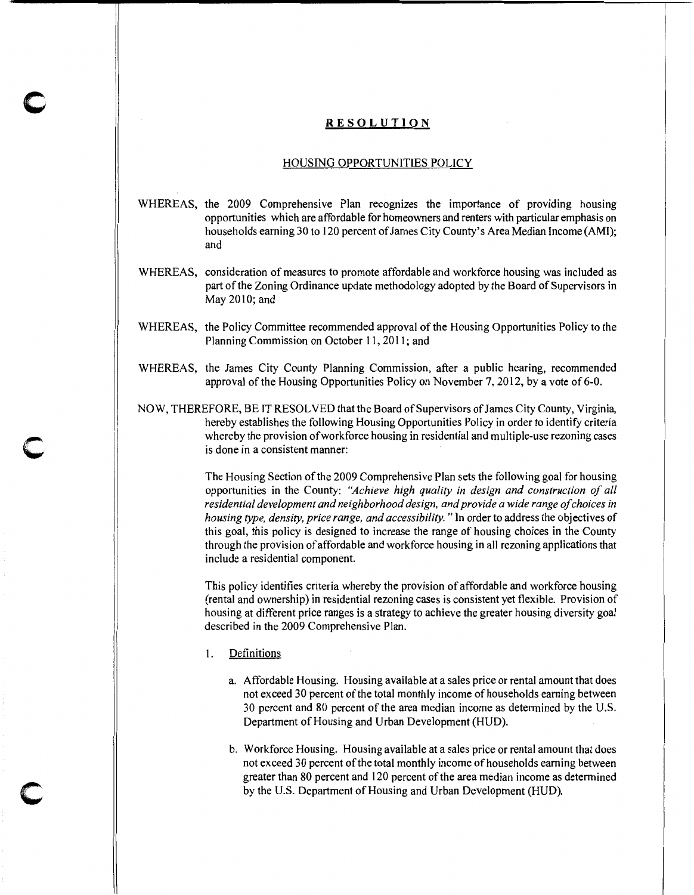## RESOLUTION

### HOUSING OPPORTUNITIES POLICY

WHEREAS, the 2009 Comprehensive Plan recognizes the importance of providing housing opportunities which are affordable for homeowners and renters with particular emphasis on households earning 30 to 120 percent of James City County's Area Median Income (AMI); and

WHEREAS, consideration of measures to promote affordable and workforce housing was included as part of the Zoning Ordinance update methodology adopted by the Board of Supervisors in May 2010; and

WHEREAS, the Policy Committee recommended approval of the Housing Opportunities Policy to the Planning Commission on October 11, 2011; and

WHEREAS, the James City County Planning Commission, after a public hearing, recommended approval of the Housing Opportunities Policy on November 7, 2012, by a vote of 6-0.

NOW, THEREFORE, BE IT RESOLVED that the Board of Supervisors of James City County, Virginia, hereby establishes the following Housing Opportunities Policy in order to identify criteria whereby the provision of workforce housing in residential and multiple-use rezoning cases is done in a consistent manner:

The Housing Section of the 2009 Comprehensive Plan sets the following goal for housing opportunities in the County: *"Achieve high quality in design and construction of all residential development and neighborhood design, and provide a wide range of choices in housing type, density, price range, and accessibility."* In order to address the objectives of this goal, this policy is designed to increase the range of housing choices in the County through the provision of affordable and workforce housing in all rezoning applications that include a residential component.

This policy identifies criteria whereby the provision of affordable and workforce housing (rental and ownership) in residential rezoning cases is consistent yet flexible. Provision of housing at different price ranges is a strategy to achieve the greater housing diversity goal described in the 2009 Comprehensive Plan.

1. Definitions

   a. Affordable Housing. Housing available at a sales price or rental amount that does not exceed 30 percent of the total monthly income of households earning between 30 percent and 80 percent of the area median income as determined by the U.S. Department of Housing and Urban Development (HUD).

   b. Workforce Housing. Housing available at a sales price or rental amount that does not exceed 30 percent of the total monthly income of households earning between greater than 80 percent and 120 percent of the area median income as determined by the U.S. Department of Housing and Urban Development (HUD).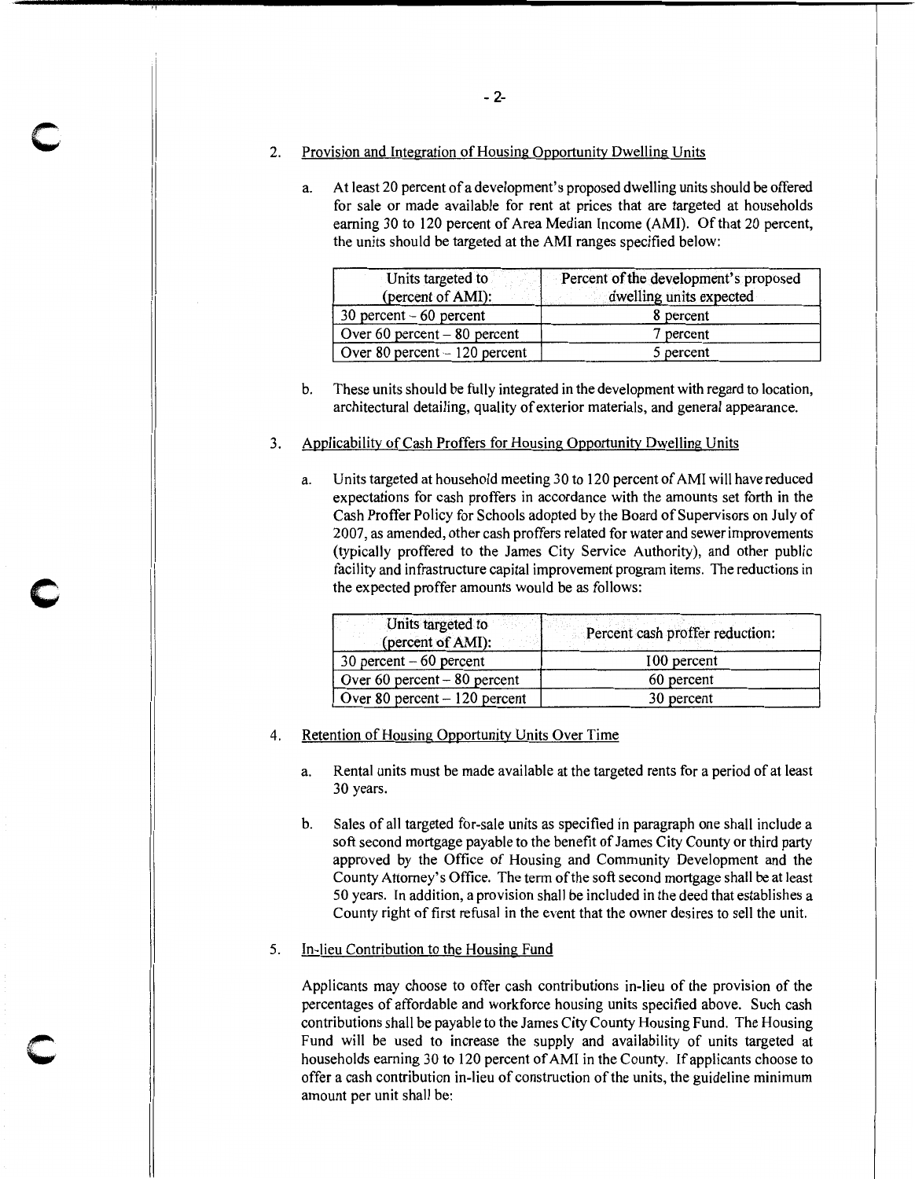2. Provision and Integration of Housing Opportunity Dwelling Units

   a. At least 20 percent of a development's proposed dwelling units should be offered for sale or made available for rent at prices that are targeted at households earning 30 to 120 percent of Area Median Income (AMI). Of that 20 percent, the units should be targeted at the AMI ranges specified below:

| Units targeted to (percent of AMI): | Percent of the development's proposed dwelling units expected |
|---|---|
| 30 percent – 60 percent | 8 percent |
| Over 60 percent – 80 percent | 7 percent |
| Over 80 percent – 120 percent | 5 percent |

   b. These units should be fully integrated in the development with regard to location, architectural detailing, quality of exterior materials, and general appearance.

3. Applicability of Cash Proffers for Housing Opportunity Dwelling Units

   a. Units targeted at household meeting 30 to 120 percent of AMI will have reduced expectations for cash proffers in accordance with the amounts set forth in the Cash Proffer Policy for Schools adopted by the Board of Supervisors on July of 2007, as amended, other cash proffers related for water and sewer improvements (typically proffered to the James City Service Authority), and other public facility and infrastructure capital improvement program items. The reductions in the expected proffer amounts would be as follows:

| Units targeted to (percent of AMI): | Percent cash proffer reduction: |
|---|---|
| 30 percent – 60 percent | 100 percent |
| Over 60 percent – 80 percent | 60 percent |
| Over 80 percent – 120 percent | 30 percent |

4. Retention of Housing Opportunity Units Over Time

   a. Rental units must be made available at the targeted rents for a period of at least 30 years.

   b. Sales of all targeted for-sale units as specified in paragraph one shall include a soft second mortgage payable to the benefit of James City County or third party approved by the Office of Housing and Community Development and the County Attorney's Office. The term of the soft second mortgage shall be at least 50 years. In addition, a provision shall be included in the deed that establishes a County right of first refusal in the event that the owner desires to sell the unit.

5. In-lieu Contribution to the Housing Fund

   Applicants may choose to offer cash contributions in-lieu of the provision of the percentages of affordable and workforce housing units specified above. Such cash contributions shall be payable to the James City County Housing Fund. The Housing Fund will be used to increase the supply and availability of units targeted at households earning 30 to 120 percent of AMI in the County. If applicants choose to offer a cash contribution in-lieu of construction of the units, the guideline minimum amount per unit shall be: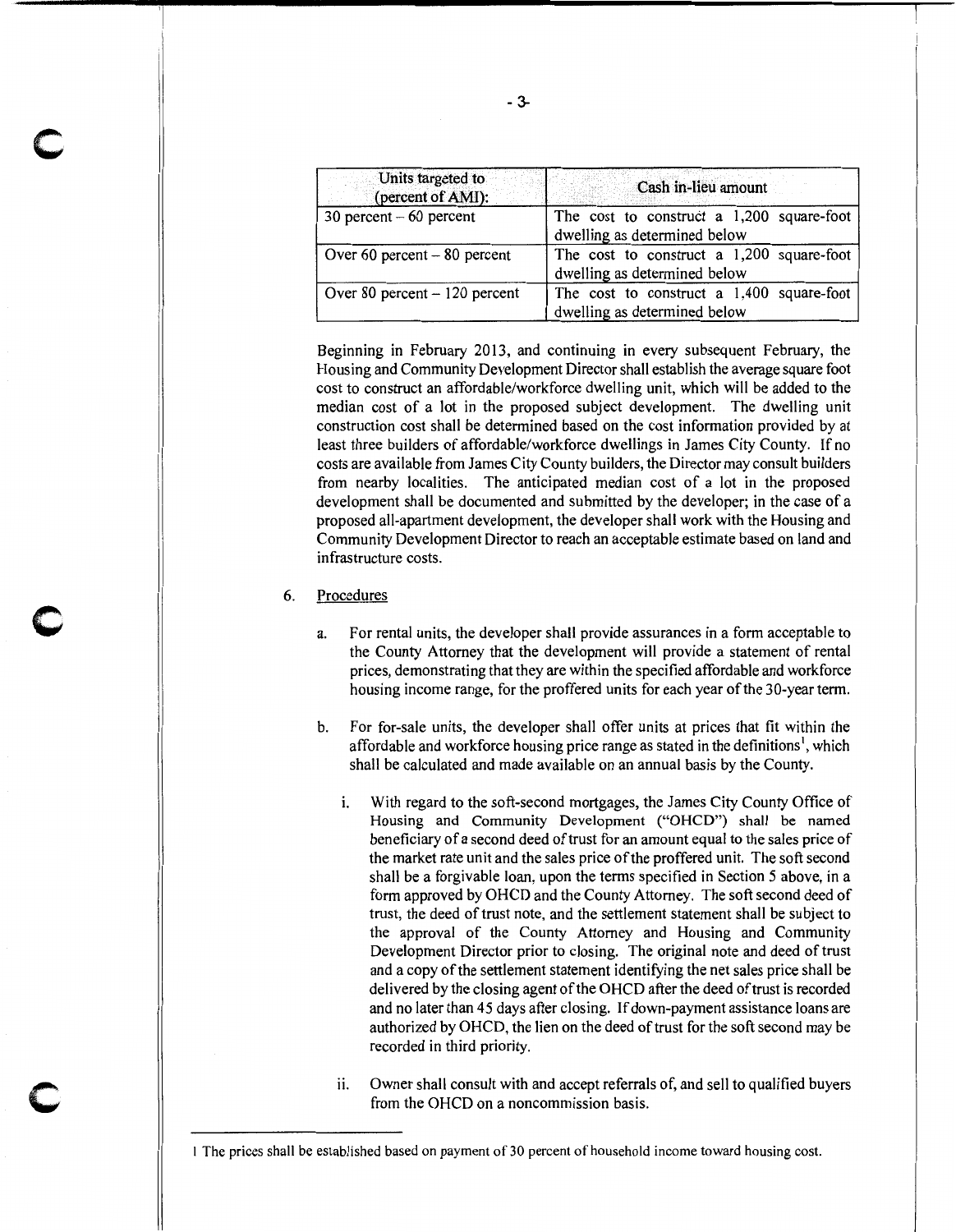| Units targeted to (percent of AMI): | Cash in-lieu amount |
|---|---|
| 30 percent – 60 percent | The cost to construct a 1,200 square-foot dwelling as determined below |
| Over 60 percent – 80 percent | The cost to construct a 1,200 square-foot dwelling as determined below |
| Over 80 percent – 120 percent | The cost to construct a 1,400 square-foot dwelling as determined below |

Beginning in February 2013, and continuing in every subsequent February, the Housing and Community Development Director shall establish the average square foot cost to construct an affordable/workforce dwelling unit, which will be added to the median cost of a lot in the proposed subject development. The dwelling unit construction cost shall be determined based on the cost information provided by at least three builders of affordable/workforce dwellings in James City County. If no costs are available from James City County builders, the Director may consult builders from nearby localities. The anticipated median cost of a lot in the proposed development shall be documented and submitted by the developer; in the case of a proposed all-apartment development, the developer shall work with the Housing and Community Development Director to reach an acceptable estimate based on land and infrastructure costs.

6. Procedures

   a. For rental units, the developer shall provide assurances in a form acceptable to the County Attorney that the development will provide a statement of rental prices, demonstrating that they are within the specified affordable and workforce housing income range, for the proffered units for each year of the 30-year term.

   b. For for-sale units, the developer shall offer units at prices that fit within the affordable and workforce housing price range as stated in the definitions[1], which shall be calculated and made available on an annual basis by the County.

      i. With regard to the soft-second mortgages, the James City County Office of Housing and Community Development ("OHCD") shall be named beneficiary of a second deed of trust for an amount equal to the sales price of the market rate unit and the sales price of the proffered unit. The soft second shall be a forgivable loan, upon the terms specified in Section 5 above, in a form approved by OHCD and the County Attorney. The soft second deed of trust, the deed of trust note, and the settlement statement shall be subject to the approval of the County Attorney and Housing and Community Development Director prior to closing. The original note and deed of trust and a copy of the settlement statement identifying the net sales price shall be delivered by the closing agent of the OHCD after the deed of trust is recorded and no later than 45 days after closing. If down-payment assistance loans are authorized by OHCD, the lien on the deed of trust for the soft second may be recorded in third priority.

      ii. Owner shall consult with and accept referrals of, and sell to qualified buyers from the OHCD on a noncommission basis.

---

[1] The prices shall be established based on payment of 30 percent of household income toward housing cost.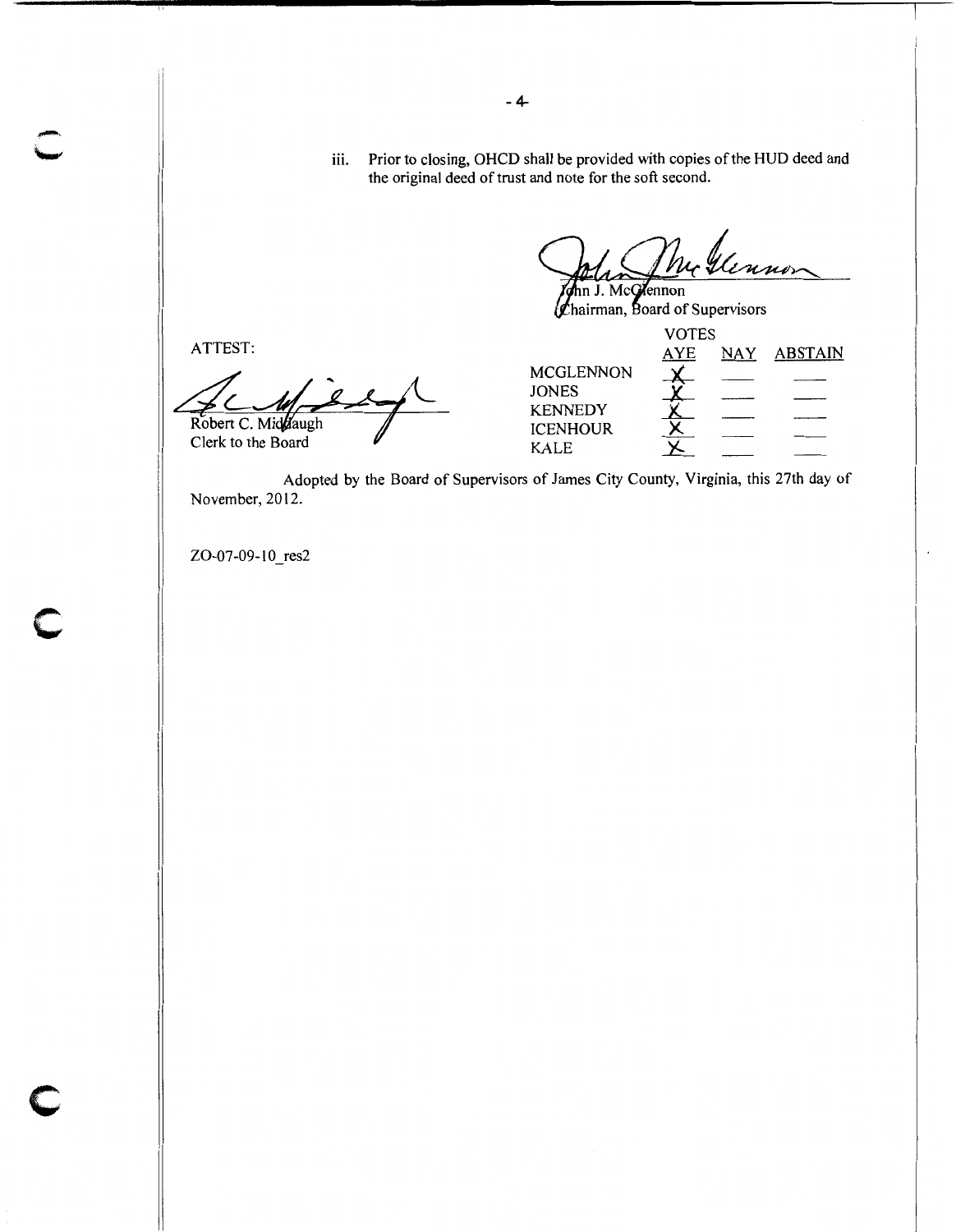iii. Prior to closing, OHCD shall be provided with copies of the HUD deed and the original deed of trust and note for the soft second.

John J. McGlennon
Chairman, Board of Supervisors

ATTEST:

Robert C. Middaugh
Clerk to the Board

| VOTES | AYE | NAY | ABSTAIN |
|---|---|---|---|
| MCGLENNON | X | | |
| JONES | X | | |
| KENNEDY | X | | |
| ICENHOUR | X | | |
| KALE | X | | |

Adopted by the Board of Supervisors of James City County, Virginia, this 27th day of November, 2012.

ZO-07-09-10_res2